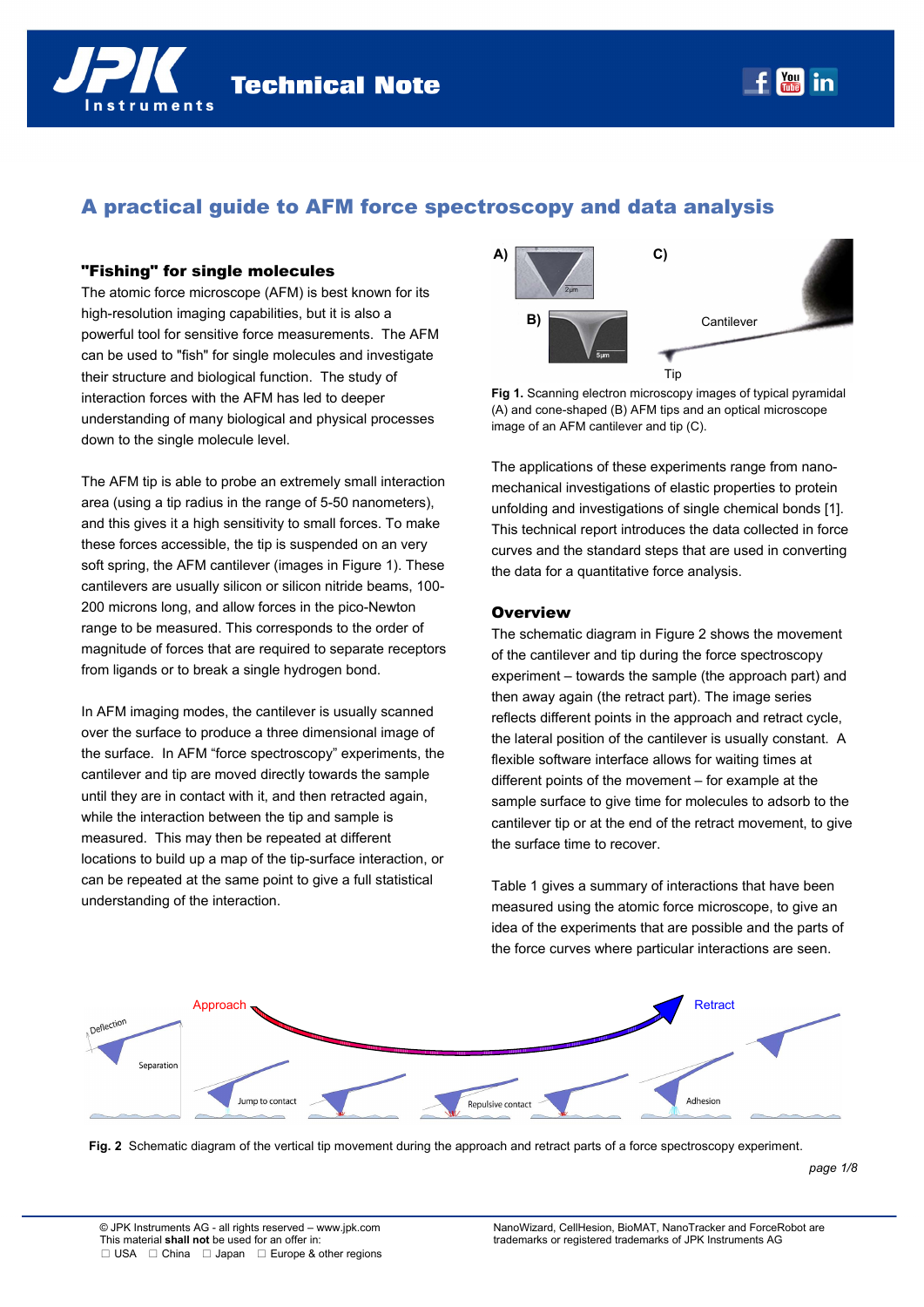# A practical guide to AFM force spectroscopy and data analysis

## "Fishing" for single molecules

The atomic force microscope (AFM) is best known for its high-resolution imaging capabilities, but it is also a powerful tool for sensitive force measurements. The AFM can be used to "fish" for single molecules and investigate their structure and biological function. The study of interaction forces with the AFM has led to deeper understanding of many biological and physical processes down to the single molecule level.

The AFM tip is able to probe an extremely small interaction area (using a tip radius in the range of 5-50 nanometers), and this gives it a high sensitivity to small forces. To make these forces accessible, the tip is suspended on an very soft spring, the AFM cantilever (images in Figure 1). These cantilevers are usually silicon or silicon nitride beams, 100-200 microns long, and allow forces in the pico-Newton range to be measured. This corresponds to the order of magnitude of forces that are required to separate receptors from ligands or to break a single hydrogen bond.

In AFM imaging modes, the cantilever is usually scanned over the surface to produce a three dimensional image of the surface. In AFM "force spectroscopy" experiments, the cantilever and tip are moved directly towards the sample until they are in contact with it, and then retracted again, while the interaction between the tip and sample is measured. This may then be repeated at different locations to build up a map of the tip-surface interaction, or can be repeated at the same point to give a full statistical understanding of the interaction.

**Fig 1.** Scanning electron microscopy images of typical pyramidal (A) and cone-shaped (B) AFM tips and an optical microscope image of an AFM cantilever and tip (C).

The applications of these experiments range from nano-mechanical investigations of elastic properties to protein unfolding and investigations of single chemical bonds [1]. This technical report introduces the data collected in force curves and the standard steps that are used in converting the data for a quantitative force analysis.

## Overview

The schematic diagram in Figure 2 shows the movement of the cantilever and tip during the force spectroscopy experiment – towards the sample (the approach part) and then away again (the retract part). The image series reflects different points in the approach and retract cycle, the lateral position of the cantilever is usually constant. A flexible software interface allows for waiting times at different points of the movement – for example at the sample surface to give time for molecules to adsorb to the cantilever tip or at the end of the retract movement, to give the surface time to recover.

Table 1 gives a summary of interactions that have been measured using the atomic force microscope, to give an idea of the experiments that are possible and the parts of the force curves where particular interactions are seen.

**Fig. 2** Schematic diagram of the vertical tip movement during the approach and retract parts of a force spectroscopy experiment.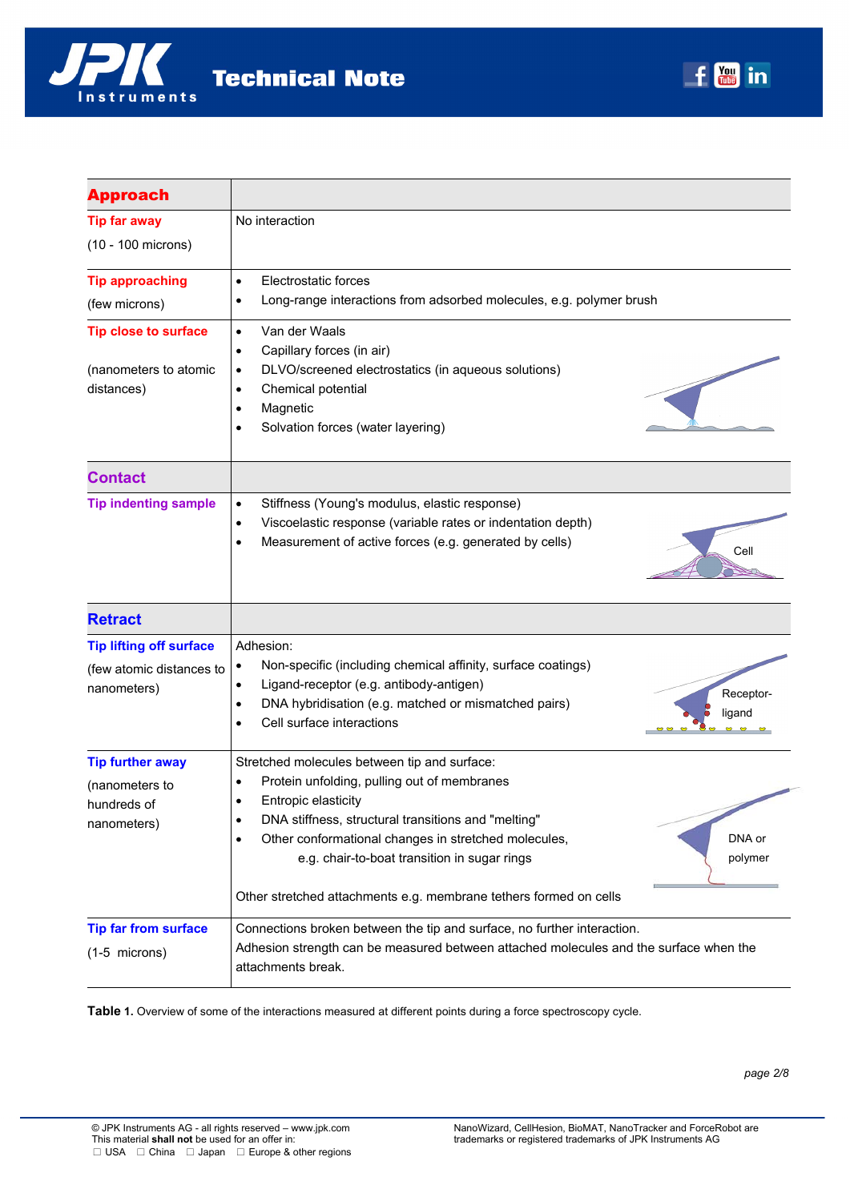| **Approach** | |
|---|---|
| **Tip far away**<br>(10 - 100 microns) | No interaction |
| **Tip approaching**<br>(few microns) | • Electrostatic forces<br>• Long-range interactions from adsorbed molecules, e.g. polymer brush |
| **Tip close to surface**<br>(nanometers to atomic distances) | • Van der Waals<br>• Capillary forces (in air)<br>• DLVO/screened electrostatics (in aqueous solutions)<br>• Chemical potential<br>• Magnetic<br>• Solvation forces (water layering) |
| **Contact** | |
| **Tip indenting sample** | • Stiffness (Young's modulus, elastic response)<br>• Viscoelastic response (variable rates or indentation depth)<br>• Measurement of active forces (e.g. generated by cells) |
| **Retract** | |
| **Tip lifting off surface**<br>(few atomic distances to nanometers) | Adhesion:<br>• Non-specific (including chemical affinity, surface coatings)<br>• Ligand-receptor (e.g. antibody-antigen)<br>• DNA hybridisation (e.g. matched or mismatched pairs)<br>• Cell surface interactions |
| **Tip further away**<br>(nanometers to hundreds of nanometers) | Stretched molecules between tip and surface:<br>• Protein unfolding, pulling out of membranes<br>• Entropic elasticity<br>• DNA stiffness, structural transitions and "melting"<br>• Other conformational changes in stretched molecules, e.g. chair-to-boat transition in sugar rings<br><br>Other stretched attachments e.g. membrane tethers formed on cells |
| **Tip far from surface**<br>(1-5 microns) | Connections broken between the tip and surface, no further interaction.<br>Adhesion strength can be measured between attached molecules and the surface when the attachments break. |

**Table 1.** Overview of some of the interactions measured at different points during a force spectroscopy cycle.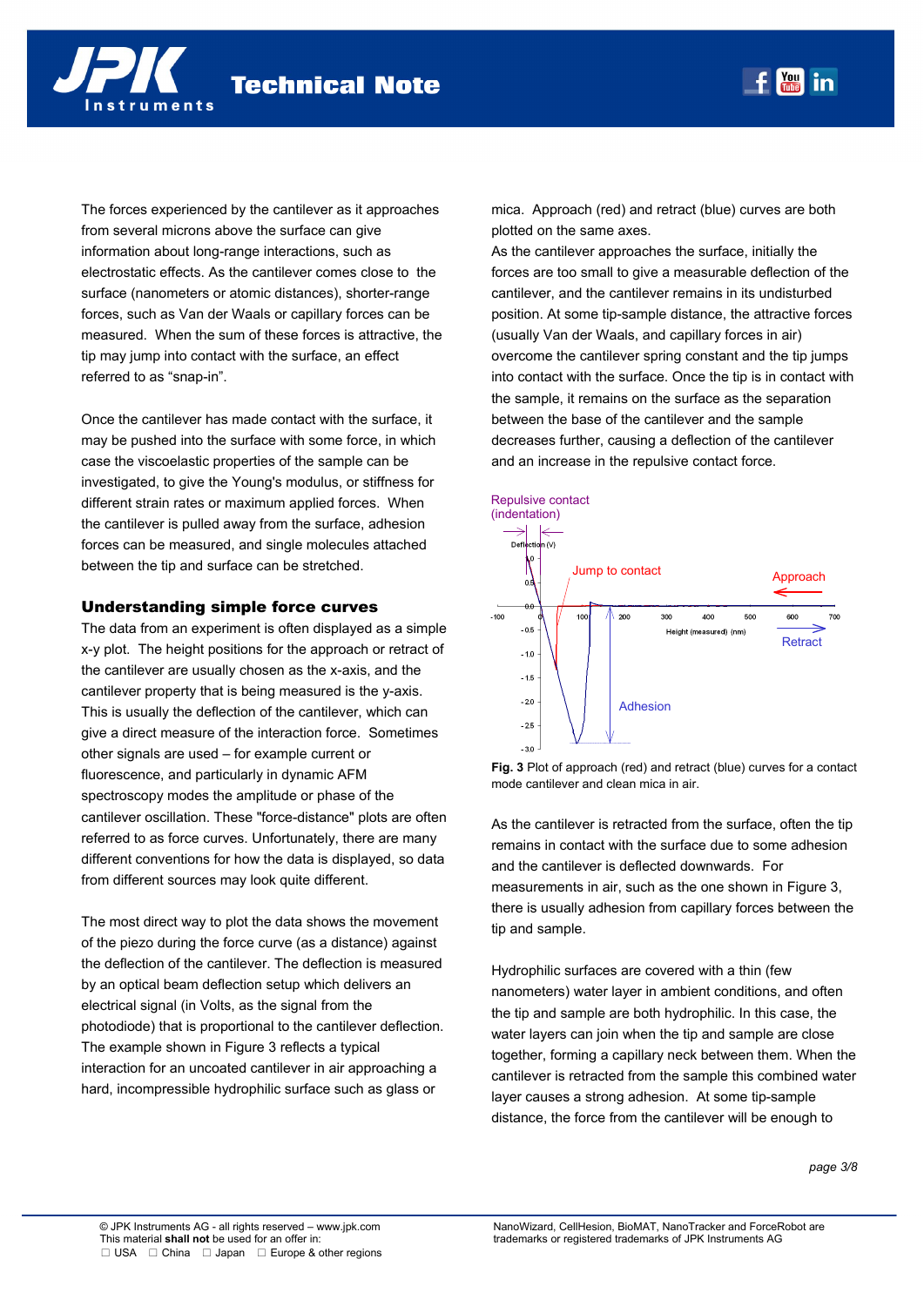The forces experienced by the cantilever as it approaches from several microns above the surface can give information about long-range interactions, such as electrostatic effects. As the cantilever comes close to the surface (nanometers or atomic distances), shorter-range forces, such as Van der Waals or capillary forces can be measured. When the sum of these forces is attractive, the tip may jump into contact with the surface, an effect referred to as “snap-in”.

Once the cantilever has made contact with the surface, it may be pushed into the surface with some force, in which case the viscoelastic properties of the sample can be investigated, to give the Young's modulus, or stiffness for different strain rates or maximum applied forces. When the cantilever is pulled away from the surface, adhesion forces can be measured, and single molecules attached between the tip and surface can be stretched.

## Understanding simple force curves

The data from an experiment is often displayed as a simple x-y plot. The height positions for the approach or retract of the cantilever are usually chosen as the x-axis, and the cantilever property that is being measured is the y-axis. This is usually the deflection of the cantilever, which can give a direct measure of the interaction force. Sometimes other signals are used – for example current or fluorescence, and particularly in dynamic AFM spectroscopy modes the amplitude or phase of the cantilever oscillation. These "force-distance" plots are often referred to as force curves. Unfortunately, there are many different conventions for how the data is displayed, so data from different sources may look quite different.

The most direct way to plot the data shows the movement of the piezo during the force curve (as a distance) against the deflection of the cantilever. The deflection is measured by an optical beam deflection setup which delivers an electrical signal (in Volts, as the signal from the photodiode) that is proportional to the cantilever deflection. The example shown in Figure 3 reflects a typical interaction for an uncoated cantilever in air approaching a hard, incompressible hydrophilic surface such as glass or mica. Approach (red) and retract (blue) curves are both plotted on the same axes.

As the cantilever approaches the surface, initially the forces are too small to give a measurable deflection of the cantilever, and the cantilever remains in its undisturbed position. At some tip-sample distance, the attractive forces (usually Van der Waals, and capillary forces in air) overcome the cantilever spring constant and the tip jumps into contact with the surface. Once the tip is in contact with the sample, it remains on the surface as the separation between the base of the cantilever and the sample decreases further, causing a deflection of the cantilever and an increase in the repulsive contact force.

**Fig. 3** Plot of approach (red) and retract (blue) curves for a contact mode cantilever and clean mica in air.

As the cantilever is retracted from the surface, often the tip remains in contact with the surface due to some adhesion and the cantilever is deflected downwards. For measurements in air, such as the one shown in Figure 3, there is usually adhesion from capillary forces between the tip and sample.

Hydrophilic surfaces are covered with a thin (few nanometers) water layer in ambient conditions, and often the tip and sample are both hydrophilic. In this case, the water layers can join when the tip and sample are close together, forming a capillary neck between them. When the cantilever is retracted from the sample this combined water layer causes a strong adhesion. At some tip-sample distance, the force from the cantilever will be enough to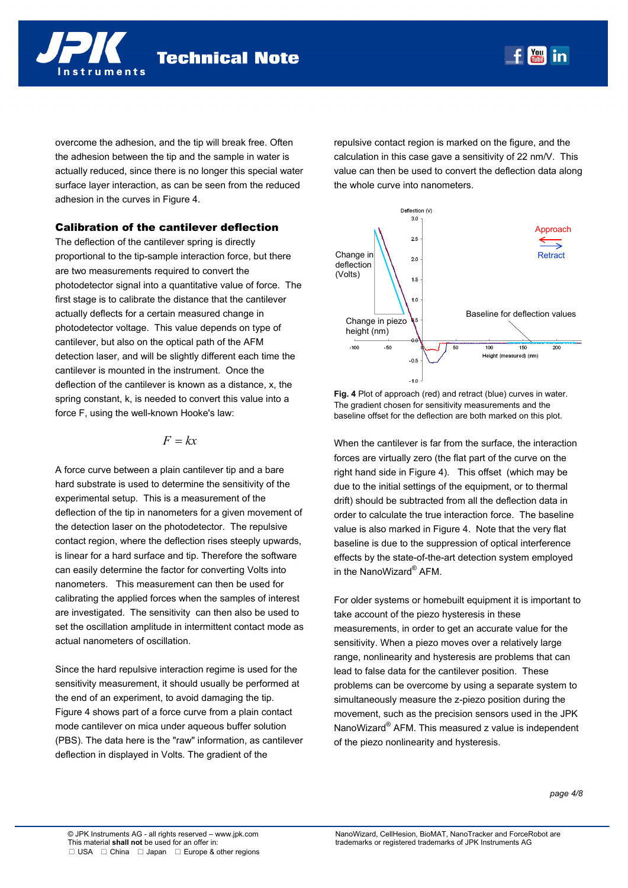overcome the adhesion, and the tip will break free. Often the adhesion between the tip and the sample in water is actually reduced, since there is no longer this special water surface layer interaction, as can be seen from the reduced adhesion in the curves in Figure 4.

## Calibration of the cantilever deflection

The deflection of the cantilever spring is directly proportional to the tip-sample interaction force, but there are two measurements required to convert the photodetector signal into a quantitative value of force. The first stage is to calibrate the distance that the cantilever actually deflects for a certain measured change in photodetector voltage. This value depends on type of cantilever, but also on the optical path of the AFM detection laser, and will be slightly different each time the cantilever is mounted in the instrument. Once the deflection of the cantilever is known as a distance, x, the spring constant, k, is needed to convert this value into a force F, using the well-known Hooke's law:

$$F = kx$$

A force curve between a plain cantilever tip and a bare hard substrate is used to determine the sensitivity of the experimental setup. This is a measurement of the deflection of the tip in nanometers for a given movement of the detection laser on the photodetector. The repulsive contact region, where the deflection rises steeply upwards, is linear for a hard surface and tip. Therefore the software can easily determine the factor for converting Volts into nanometers. This measurement can then be used for calibrating the applied forces when the samples of interest are investigated. The sensitivity can then also be used to set the oscillation amplitude in intermittent contact mode as actual nanometers of oscillation.

Since the hard repulsive interaction regime is used for the sensitivity measurement, it should usually be performed at the end of an experiment, to avoid damaging the tip. Figure 4 shows part of a force curve from a plain contact mode cantilever on mica under aqueous buffer solution (PBS). The data here is the "raw" information, as cantilever deflection in displayed in Volts. The gradient of the repulsive contact region is marked on the figure, and the calculation in this case gave a sensitivity of 22 nm/V. This value can then be used to convert the deflection data along the whole curve into nanometers.

**Fig. 4** Plot of approach (red) and retract (blue) curves in water. The gradient chosen for sensitivity measurements and the baseline offset for the deflection are both marked on this plot.

When the cantilever is far from the surface, the interaction forces are virtually zero (the flat part of the curve on the right hand side in Figure 4). This offset (which may be due to the initial settings of the equipment, or to thermal drift) should be subtracted from all the deflection data in order to calculate the true interaction force. The baseline value is also marked in Figure 4. Note that the very flat baseline is due to the suppression of optical interference effects by the state-of-the-art detection system employed in the NanoWizard® AFM.

For older systems or homebuilt equipment it is important to take account of the piezo hysteresis in these measurements, in order to get an accurate value for the sensitivity. When a piezo moves over a relatively large range, nonlinearity and hysteresis are problems that can lead to false data for the cantilever position. These problems can be overcome by using a separate system to simultaneously measure the z-piezo position during the movement, such as the precision sensors used in the JPK NanoWizard® AFM. This measured z value is independent of the piezo nonlinearity and hysteresis.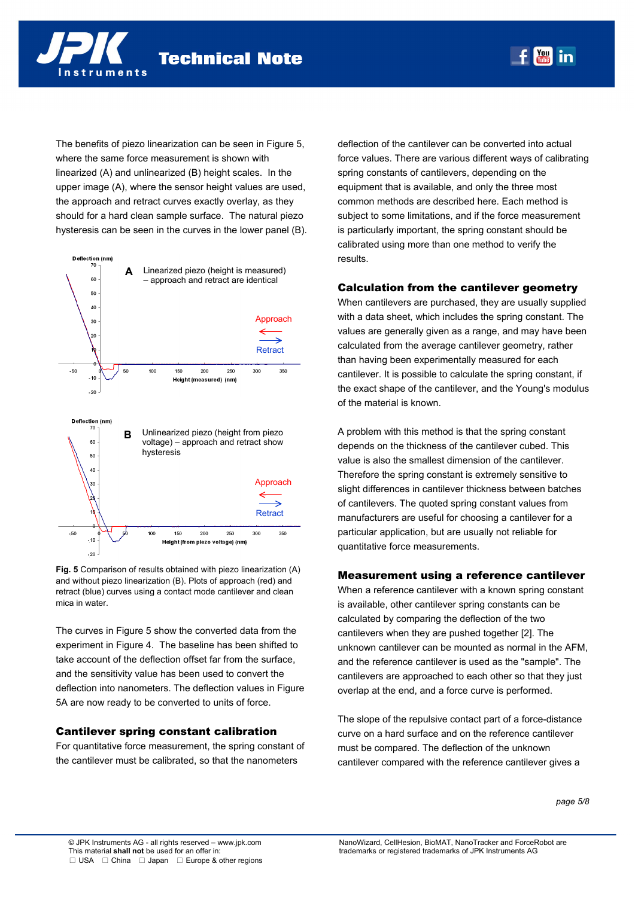The benefits of piezo linearization can be seen in Figure 5, where the same force measurement is shown with linearized (A) and unlinearized (B) height scales. In the upper image (A), where the sensor height values are used, the approach and retract curves exactly overlay, as they should for a hard clean sample surface. The natural piezo hysteresis can be seen in the curves in the lower panel (B).

**Fig. 5** Comparison of results obtained with piezo linearization (A) and without piezo linearization (B). Plots of approach (red) and retract (blue) curves using a contact mode cantilever and clean mica in water.

The curves in Figure 5 show the converted data from the experiment in Figure 4. The baseline has been shifted to take account of the deflection offset far from the surface, and the sensitivity value has been used to convert the deflection into nanometers. The deflection values in Figure 5A are now ready to be converted to units of force.

## Cantilever spring constant calibration

For quantitative force measurement, the spring constant of the cantilever must be calibrated, so that the nanometers deflection of the cantilever can be converted into actual force values. There are various different ways of calibrating spring constants of cantilevers, depending on the equipment that is available, and only the three most common methods are described here. Each method is subject to some limitations, and if the force measurement is particularly important, the spring constant should be calibrated using more than one method to verify the results.

### Calculation from the cantilever geometry

When cantilevers are purchased, they are usually supplied with a data sheet, which includes the spring constant. The values are generally given as a range, and may have been calculated from the average cantilever geometry, rather than having been experimentally measured for each cantilever. It is possible to calculate the spring constant, if the exact shape of the cantilever, and the Young's modulus of the material is known.

A problem with this method is that the spring constant depends on the thickness of the cantilever cubed. This value is also the smallest dimension of the cantilever. Therefore the spring constant is extremely sensitive to slight differences in cantilever thickness between batches of cantilevers. The quoted spring constant values from manufacturers are useful for choosing a cantilever for a particular application, but are usually not reliable for quantitative force measurements.

### Measurement using a reference cantilever

When a reference cantilever with a known spring constant is available, other cantilever spring constants can be calculated by comparing the deflection of the two cantilevers when they are pushed together [2]. The unknown cantilever can be mounted as normal in the AFM, and the reference cantilever is used as the "sample". The cantilevers are approached to each other so that they just overlap at the end, and a force curve is performed.

The slope of the repulsive contact part of a force-distance curve on a hard surface and on the reference cantilever must be compared. The deflection of the unknown cantilever compared with the reference cantilever gives a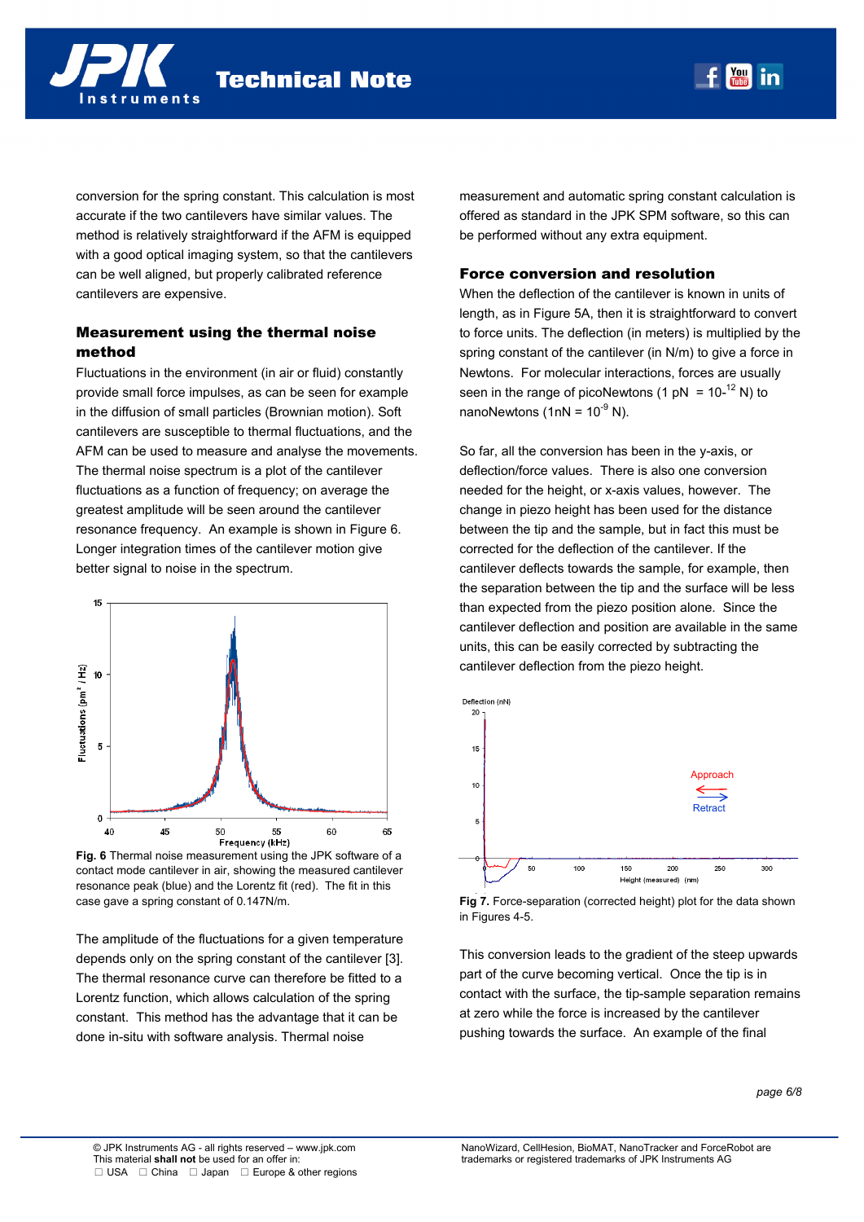conversion for the spring constant. This calculation is most accurate if the two cantilevers have similar values. The method is relatively straightforward if the AFM is equipped with a good optical imaging system, so that the cantilevers can be well aligned, but properly calibrated reference cantilevers are expensive.

### Measurement using the thermal noise method

Fluctuations in the environment (in air or fluid) constantly provide small force impulses, as can be seen for example in the diffusion of small particles (Brownian motion). Soft cantilevers are susceptible to thermal fluctuations, and the AFM can be used to measure and analyse the movements. The thermal noise spectrum is a plot of the cantilever fluctuations as a function of frequency; on average the greatest amplitude will be seen around the cantilever resonance frequency. An example is shown in Figure 6. Longer integration times of the cantilever motion give better signal to noise in the spectrum.

**Fig. 6** Thermal noise measurement using the JPK software of a contact mode cantilever in air, showing the measured cantilever resonance peak (blue) and the Lorentz fit (red). The fit in this case gave a spring constant of 0.147N/m.

The amplitude of the fluctuations for a given temperature depends only on the spring constant of the cantilever [3]. The thermal resonance curve can therefore be fitted to a Lorentz function, which allows calculation of the spring constant. This method has the advantage that it can be done in-situ with software analysis. Thermal noise measurement and automatic spring constant calculation is offered as standard in the JPK SPM software, so this can be performed without any extra equipment.

### Force conversion and resolution

When the deflection of the cantilever is known in units of length, as in Figure 5A, then it is straightforward to convert to force units. The deflection (in meters) is multiplied by the spring constant of the cantilever (in N/m) to give a force in Newtons. For molecular interactions, forces are usually seen in the range of picoNewtons (1 pN = $10^{-12}$ N) to nanoNewtons (1nN = $10^{-9}$ N).

So far, all the conversion has been in the y-axis, or deflection/force values. There is also one conversion needed for the height, or x-axis values, however. The change in piezo height has been used for the distance between the tip and the sample, but in fact this must be corrected for the deflection of the cantilever. If the cantilever deflects towards the sample, for example, then the separation between the tip and the surface will be less than expected from the piezo position alone. Since the cantilever deflection and position are available in the same units, this can be easily corrected by subtracting the cantilever deflection from the piezo height.

**Fig 7.** Force-separation (corrected height) plot for the data shown in Figures 4-5.

This conversion leads to the gradient of the steep upwards part of the curve becoming vertical. Once the tip is in contact with the surface, the tip-sample separation remains at zero while the force is increased by the cantilever pushing towards the surface. An example of the final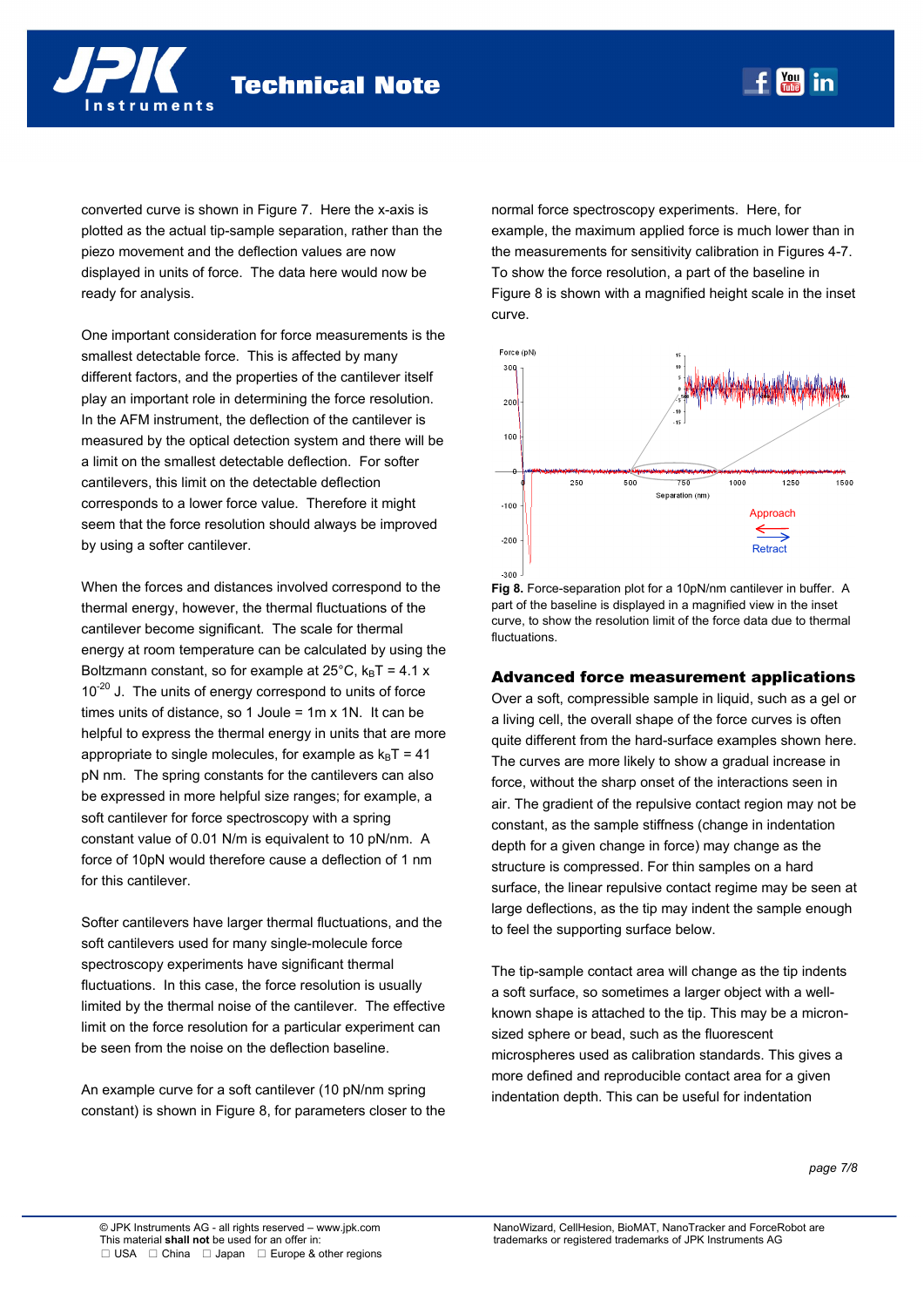converted curve is shown in Figure 7. Here the x-axis is plotted as the actual tip-sample separation, rather than the piezo movement and the deflection values are now displayed in units of force. The data here would now be ready for analysis.

One important consideration for force measurements is the smallest detectable force. This is affected by many different factors, and the properties of the cantilever itself play an important role in determining the force resolution. In the AFM instrument, the deflection of the cantilever is measured by the optical detection system and there will be a limit on the smallest detectable deflection. For softer cantilevers, this limit on the detectable deflection corresponds to a lower force value. Therefore it might seem that the force resolution should always be improved by using a softer cantilever.

When the forces and distances involved correspond to the thermal energy, however, the thermal fluctuations of the cantilever become significant. The scale for thermal energy at room temperature can be calculated by using the Boltzmann constant, so for example at 25°C, $k_BT = 4.1 \times 10^{-20}$ J. The units of energy correspond to units of force times units of distance, so 1 Joule = 1m x 1N. It can be helpful to express the thermal energy in units that are more appropriate to single molecules, for example as $k_BT = 41$ pN nm. The spring constants for the cantilevers can also be expressed in more helpful size ranges; for example, a soft cantilever for force spectroscopy with a spring constant value of 0.01 N/m is equivalent to 10 pN/nm. A force of 10pN would therefore cause a deflection of 1 nm for this cantilever.

Softer cantilevers have larger thermal fluctuations, and the soft cantilevers used for many single-molecule force spectroscopy experiments have significant thermal fluctuations. In this case, the force resolution is usually limited by the thermal noise of the cantilever. The effective limit on the force resolution for a particular experiment can be seen from the noise on the deflection baseline.

An example curve for a soft cantilever (10 pN/nm spring constant) is shown in Figure 8, for parameters closer to the normal force spectroscopy experiments. Here, for example, the maximum applied force is much lower than in the measurements for sensitivity calibration in Figures 4-7. To show the force resolution, a part of the baseline in Figure 8 is shown with a magnified height scale in the inset curve.

**Fig 8.** Force-separation plot for a 10pN/nm cantilever in buffer. A part of the baseline is displayed in a magnified view in the inset curve, to show the resolution limit of the force data due to thermal fluctuations.

## Advanced force measurement applications

Over a soft, compressible sample in liquid, such as a gel or a living cell, the overall shape of the force curves is often quite different from the hard-surface examples shown here. The curves are more likely to show a gradual increase in force, without the sharp onset of the interactions seen in air. The gradient of the repulsive contact region may not be constant, as the sample stiffness (change in indentation depth for a given change in force) may change as the structure is compressed. For thin samples on a hard surface, the linear repulsive contact regime may be seen at large deflections, as the tip may indent the sample enough to feel the supporting surface below.

The tip-sample contact area will change as the tip indents a soft surface, so sometimes a larger object with a well-known shape is attached to the tip. This may be a micron-sized sphere or bead, such as the fluorescent microspheres used as calibration standards. This gives a more defined and reproducible contact area for a given indentation depth. This can be useful for indentation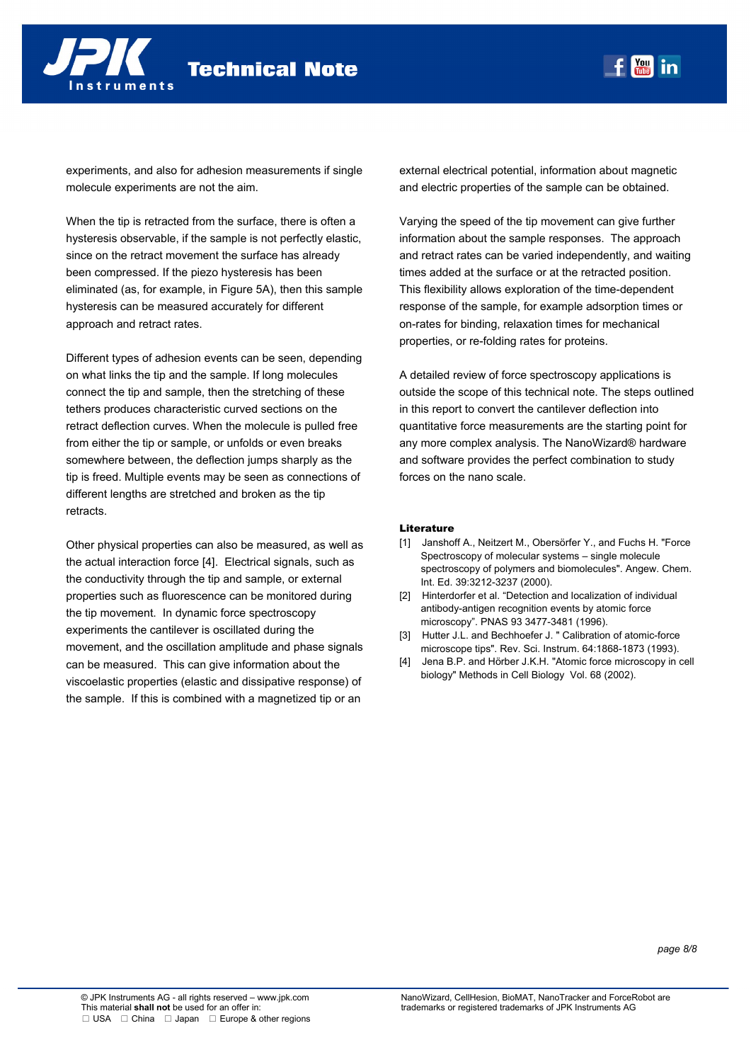experiments, and also for adhesion measurements if single molecule experiments are not the aim.

When the tip is retracted from the surface, there is often a hysteresis observable, if the sample is not perfectly elastic, since on the retract movement the surface has already been compressed. If the piezo hysteresis has been eliminated (as, for example, in Figure 5A), then this sample hysteresis can be measured accurately for different approach and retract rates.

Different types of adhesion events can be seen, depending on what links the tip and the sample. If long molecules connect the tip and sample, then the stretching of these tethers produces characteristic curved sections on the retract deflection curves. When the molecule is pulled free from either the tip or sample, or unfolds or even breaks somewhere between, the deflection jumps sharply as the tip is freed. Multiple events may be seen as connections of different lengths are stretched and broken as the tip retracts.

Other physical properties can also be measured, as well as the actual interaction force [4]. Electrical signals, such as the conductivity through the tip and sample, or external properties such as fluorescence can be monitored during the tip movement. In dynamic force spectroscopy experiments the cantilever is oscillated during the movement, and the oscillation amplitude and phase signals can be measured. This can give information about the viscoelastic properties (elastic and dissipative response) of the sample. If this is combined with a magnetized tip or an external electrical potential, information about magnetic and electric properties of the sample can be obtained.

Varying the speed of the tip movement can give further information about the sample responses. The approach and retract rates can be varied independently, and waiting times added at the surface or at the retracted position. This flexibility allows exploration of the time-dependent response of the sample, for example adsorption times or on-rates for binding, relaxation times for mechanical properties, or re-folding rates for proteins.

A detailed review of force spectroscopy applications is outside the scope of this technical note. The steps outlined in this report to convert the cantilever deflection into quantitative force measurements are the starting point for any more complex analysis. The NanoWizard® hardware and software provides the perfect combination to study forces on the nano scale.

**Literature**

[1] Janshoff A., Neitzert M., Obersörfer Y., and Fuchs H. "Force Spectroscopy of molecular systems – single molecule spectroscopy of polymers and biomolecules". Angew. Chem. Int. Ed. 39:3212-3237 (2000).

[2] Hinterdorfer et al. "Detection and localization of individual antibody-antigen recognition events by atomic force microscopy". PNAS 93 3477-3481 (1996).

[3] Hutter J.L. and Bechhoefer J. " Calibration of atomic-force microscope tips". Rev. Sci. Instrum. 64:1868-1873 (1993).

[4] Jena B.P. and Hörber J.K.H. "Atomic force microscopy in cell biology" Methods in Cell Biology Vol. 68 (2002).